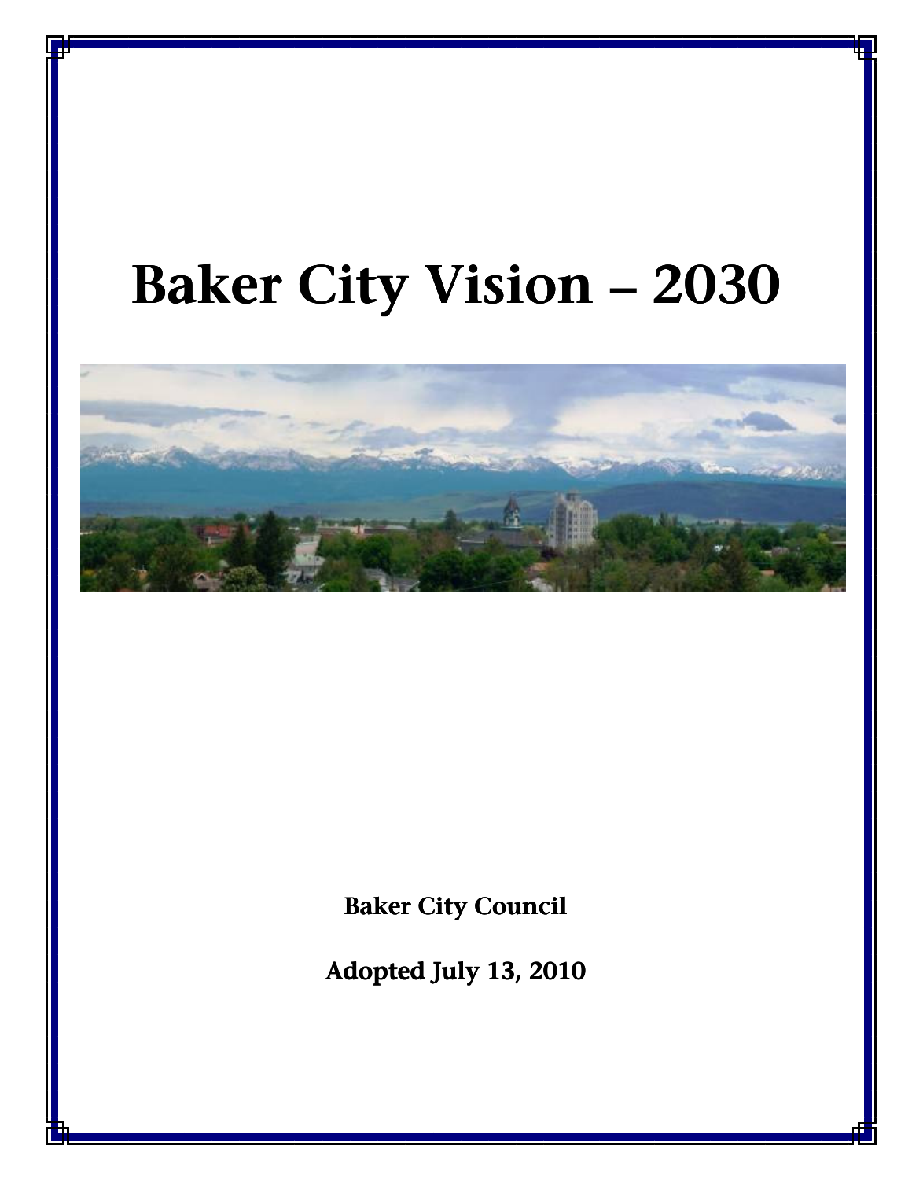# Baker City Vision – 2030

**Baker City Council**

**Adopted July 13, 2010**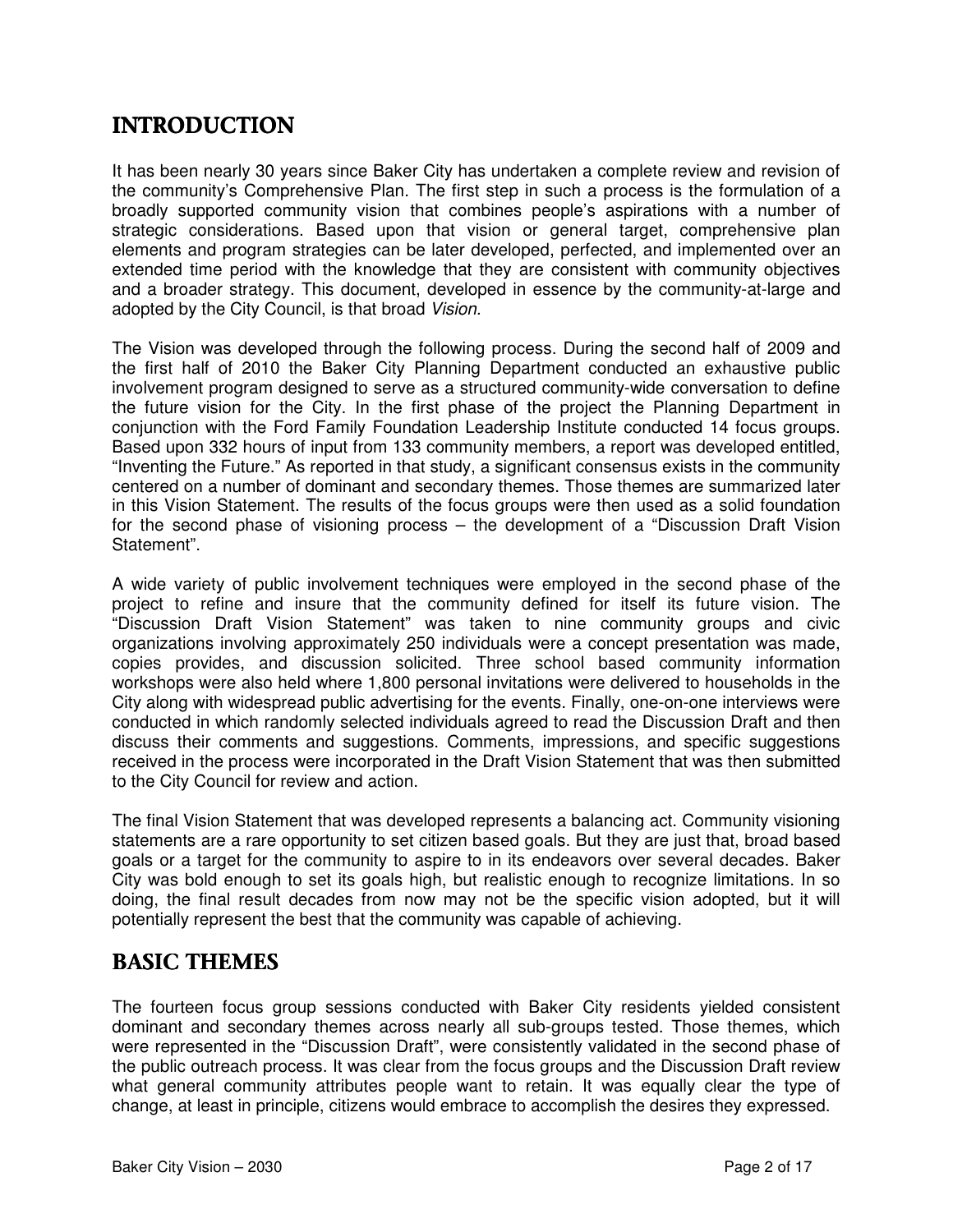## INTRODUCTION

It has been nearly 30 years since Baker City has undertaken a complete review and revision of the community's Comprehensive Plan. The first step in such a process is the formulation of a broadly supported community vision that combines people's aspirations with a number of strategic considerations. Based upon that vision or general target, comprehensive plan elements and program strategies can be later developed, perfected, and implemented over an extended time period with the knowledge that they are consistent with community objectives and a broader strategy. This document, developed in essence by the community-at-large and adopted by the City Council, is that broad *Vision.*

The Vision was developed through the following process. During the second half of 2009 and the first half of 2010 the Baker City Planning Department conducted an exhaustive public involvement program designed to serve as a structured community-wide conversation to define the future vision for the City. In the first phase of the project the Planning Department in conjunction with the Ford Family Foundation Leadership Institute conducted 14 focus groups. Based upon 332 hours of input from 133 community members, a report was developed entitled, "Inventing the Future." As reported in that study, a significant consensus exists in the community centered on a number of dominant and secondary themes. Those themes are summarized later in this Vision Statement. The results of the focus groups were then used as a solid foundation for the second phase of visioning process – the development of a "Discussion Draft Vision Statement".

A wide variety of public involvement techniques were employed in the second phase of the project to refine and insure that the community defined for itself its future vision. The "Discussion Draft Vision Statement" was taken to nine community groups and civic organizations involving approximately 250 individuals were a concept presentation was made, copies provides, and discussion solicited. Three school based community information workshops were also held where 1,800 personal invitations were delivered to households in the City along with widespread public advertising for the events. Finally, one-on-one interviews were conducted in which randomly selected individuals agreed to read the Discussion Draft and then discuss their comments and suggestions. Comments, impressions, and specific suggestions received in the process were incorporated in the Draft Vision Statement that was then submitted to the City Council for review and action.

The final Vision Statement that was developed represents a balancing act. Community visioning statements are a rare opportunity to set citizen based goals. But they are just that, broad based goals or a target for the community to aspire to in its endeavors over several decades. Baker City was bold enough to set its goals high, but realistic enough to recognize limitations. In so doing, the final result decades from now may not be the specific vision adopted, but it will potentially represent the best that the community was capable of achieving.

## BASIC THEMES

The fourteen focus group sessions conducted with Baker City residents yielded consistent dominant and secondary themes across nearly all sub-groups tested. Those themes, which were represented in the "Discussion Draft", were consistently validated in the second phase of the public outreach process. It was clear from the focus groups and the Discussion Draft review what general community attributes people want to retain. It was equally clear the type of change, at least in principle, citizens would embrace to accomplish the desires they expressed.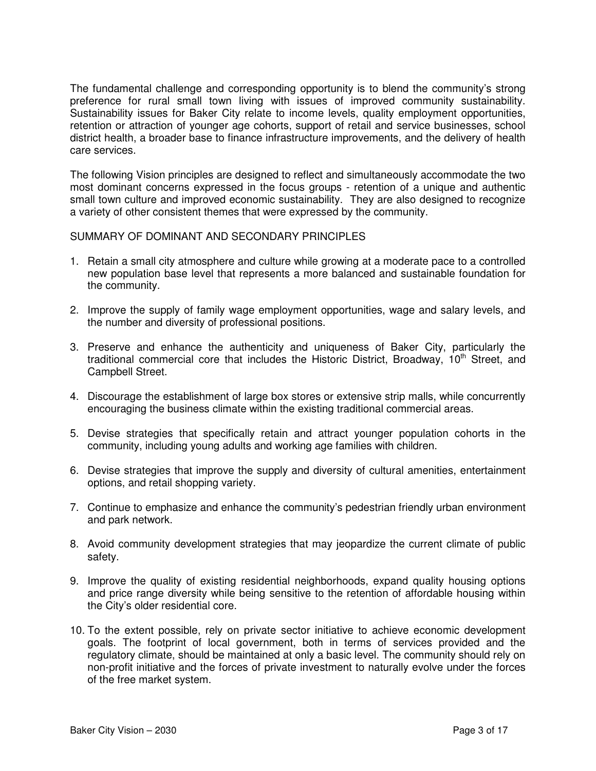The fundamental challenge and corresponding opportunity is to blend the community's strong preference for rural small town living with issues of improved community sustainability. Sustainability issues for Baker City relate to income levels, quality employment opportunities, retention or attraction of younger age cohorts, support of retail and service businesses, school district health, a broader base to finance infrastructure improvements, and the delivery of health care services.

The following Vision principles are designed to reflect and simultaneously accommodate the two most dominant concerns expressed in the focus groups - retention of a unique and authentic small town culture and improved economic sustainability. They are also designed to recognize a variety of other consistent themes that were expressed by the community.

SUMMARY OF DOMINANT AND SECONDARY PRINCIPLES

1. Retain a small city atmosphere and culture while growing at a moderate pace to a controlled new population base level that represents a more balanced and sustainable foundation for the community.

2. Improve the supply of family wage employment opportunities, wage and salary levels, and the number and diversity of professional positions.

3. Preserve and enhance the authenticity and uniqueness of Baker City, particularly the traditional commercial core that includes the Historic District, Broadway, 10th Street, and Campbell Street.

4. Discourage the establishment of large box stores or extensive strip malls, while concurrently encouraging the business climate within the existing traditional commercial areas.

5. Devise strategies that specifically retain and attract younger population cohorts in the community, including young adults and working age families with children.

6. Devise strategies that improve the supply and diversity of cultural amenities, entertainment options, and retail shopping variety.

7. Continue to emphasize and enhance the community's pedestrian friendly urban environment and park network.

8. Avoid community development strategies that may jeopardize the current climate of public safety.

9. Improve the quality of existing residential neighborhoods, expand quality housing options and price range diversity while being sensitive to the retention of affordable housing within the City's older residential core.

10. To the extent possible, rely on private sector initiative to achieve economic development goals. The footprint of local government, both in terms of services provided and the regulatory climate, should be maintained at only a basic level. The community should rely on non-profit initiative and the forces of private investment to naturally evolve under the forces of the free market system.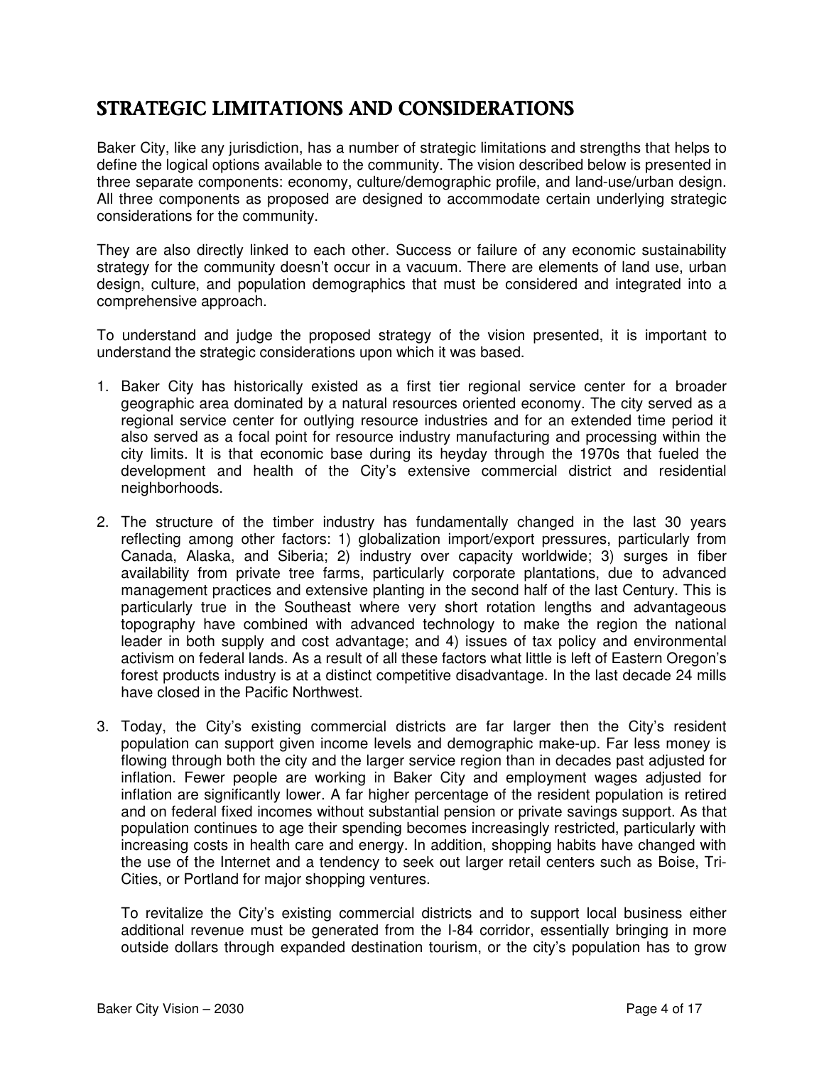## STRATEGIC LIMITATIONS AND CONSIDERATIONS

Baker City, like any jurisdiction, has a number of strategic limitations and strengths that helps to define the logical options available to the community. The vision described below is presented in three separate components: economy, culture/demographic profile, and land-use/urban design. All three components as proposed are designed to accommodate certain underlying strategic considerations for the community.

They are also directly linked to each other. Success or failure of any economic sustainability strategy for the community doesn't occur in a vacuum. There are elements of land use, urban design, culture, and population demographics that must be considered and integrated into a comprehensive approach.

To understand and judge the proposed strategy of the vision presented, it is important to understand the strategic considerations upon which it was based.

1. Baker City has historically existed as a first tier regional service center for a broader geographic area dominated by a natural resources oriented economy. The city served as a regional service center for outlying resource industries and for an extended time period it also served as a focal point for resource industry manufacturing and processing within the city limits. It is that economic base during its heyday through the 1970s that fueled the development and health of the City's extensive commercial district and residential neighborhoods.

2. The structure of the timber industry has fundamentally changed in the last 30 years reflecting among other factors: 1) globalization import/export pressures, particularly from Canada, Alaska, and Siberia; 2) industry over capacity worldwide; 3) surges in fiber availability from private tree farms, particularly corporate plantations, due to advanced management practices and extensive planting in the second half of the last Century. This is particularly true in the Southeast where very short rotation lengths and advantageous topography have combined with advanced technology to make the region the national leader in both supply and cost advantage; and 4) issues of tax policy and environmental activism on federal lands. As a result of all these factors what little is left of Eastern Oregon's forest products industry is at a distinct competitive disadvantage. In the last decade 24 mills have closed in the Pacific Northwest.

3. Today, the City's existing commercial districts are far larger then the City's resident population can support given income levels and demographic make-up. Far less money is flowing through both the city and the larger service region than in decades past adjusted for inflation. Fewer people are working in Baker City and employment wages adjusted for inflation are significantly lower. A far higher percentage of the resident population is retired and on federal fixed incomes without substantial pension or private savings support. As that population continues to age their spending becomes increasingly restricted, particularly with increasing costs in health care and energy. In addition, shopping habits have changed with the use of the Internet and a tendency to seek out larger retail centers such as Boise, Tri-Cities, or Portland for major shopping ventures.

   To revitalize the City's existing commercial districts and to support local business either additional revenue must be generated from the I-84 corridor, essentially bringing in more outside dollars through expanded destination tourism, or the city's population has to grow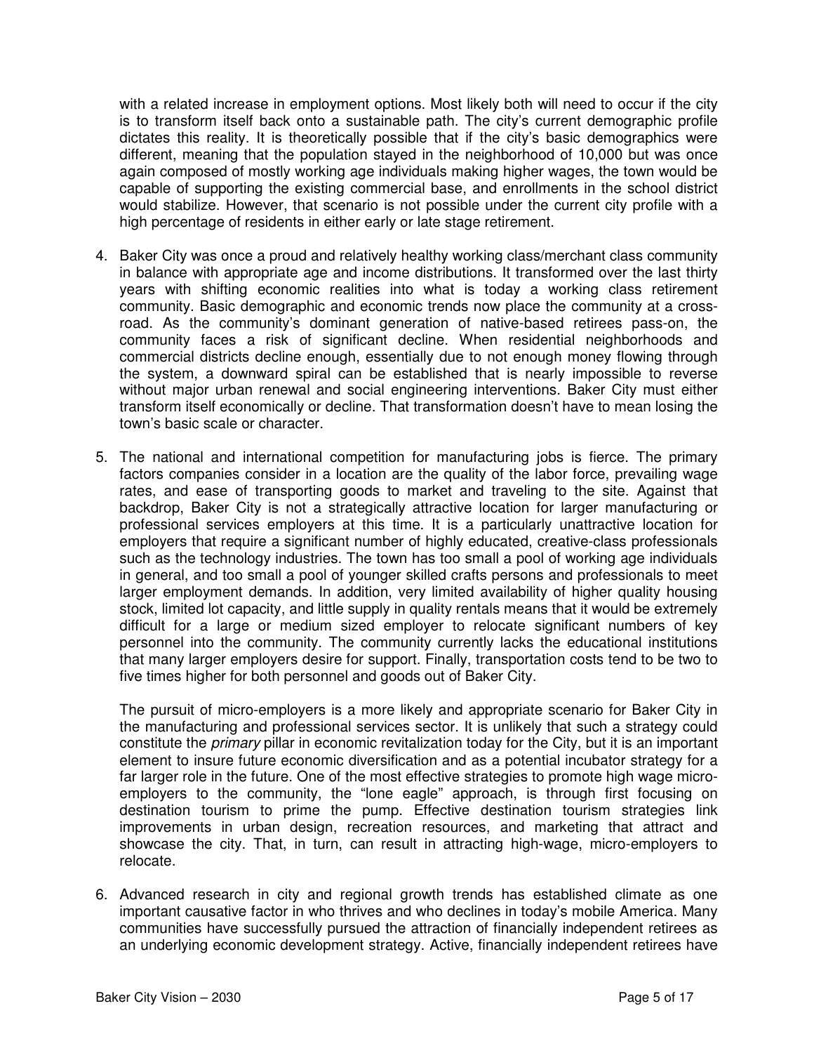with a related increase in employment options. Most likely both will need to occur if the city is to transform itself back onto a sustainable path. The city's current demographic profile dictates this reality. It is theoretically possible that if the city's basic demographics were different, meaning that the population stayed in the neighborhood of 10,000 but was once again composed of mostly working age individuals making higher wages, the town would be capable of supporting the existing commercial base, and enrollments in the school district would stabilize. However, that scenario is not possible under the current city profile with a high percentage of residents in either early or late stage retirement.

4. Baker City was once a proud and relatively healthy working class/merchant class community in balance with appropriate age and income distributions. It transformed over the last thirty years with shifting economic realities into what is today a working class retirement community. Basic demographic and economic trends now place the community at a cross-road. As the community's dominant generation of native-based retirees pass-on, the community faces a risk of significant decline. When residential neighborhoods and commercial districts decline enough, essentially due to not enough money flowing through the system, a downward spiral can be established that is nearly impossible to reverse without major urban renewal and social engineering interventions. Baker City must either transform itself economically or decline. That transformation doesn't have to mean losing the town's basic scale or character.

5. The national and international competition for manufacturing jobs is fierce. The primary factors companies consider in a location are the quality of the labor force, prevailing wage rates, and ease of transporting goods to market and traveling to the site. Against that backdrop, Baker City is not a strategically attractive location for larger manufacturing or professional services employers at this time. It is a particularly unattractive location for employers that require a significant number of highly educated, creative-class professionals such as the technology industries. The town has too small a pool of working age individuals in general, and too small a pool of younger skilled crafts persons and professionals to meet larger employment demands. In addition, very limited availability of higher quality housing stock, limited lot capacity, and little supply in quality rentals means that it would be extremely difficult for a large or medium sized employer to relocate significant numbers of key personnel into the community. The community currently lacks the educational institutions that many larger employers desire for support. Finally, transportation costs tend to be two to five times higher for both personnel and goods out of Baker City.

   The pursuit of micro-employers is a more likely and appropriate scenario for Baker City in the manufacturing and professional services sector. It is unlikely that such a strategy could constitute the *primary* pillar in economic revitalization today for the City, but it is an important element to insure future economic diversification and as a potential incubator strategy for a far larger role in the future. One of the most effective strategies to promote high wage micro-employers to the community, the "lone eagle" approach, is through first focusing on destination tourism to prime the pump. Effective destination tourism strategies link improvements in urban design, recreation resources, and marketing that attract and showcase the city. That, in turn, can result in attracting high-wage, micro-employers to relocate.

6. Advanced research in city and regional growth trends has established climate as one important causative factor in who thrives and who declines in today's mobile America. Many communities have successfully pursued the attraction of financially independent retirees as an underlying economic development strategy. Active, financially independent retirees have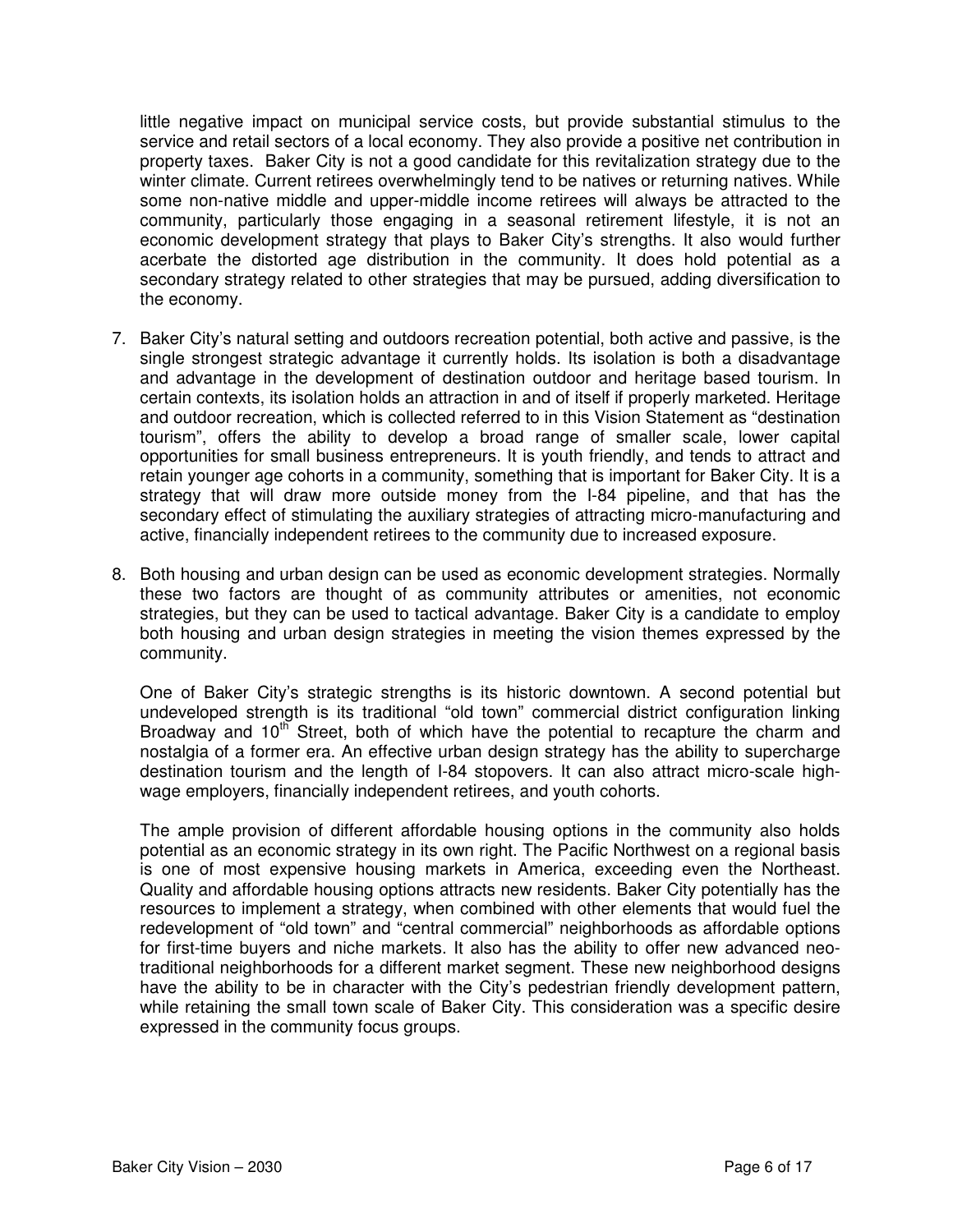little negative impact on municipal service costs, but provide substantial stimulus to the service and retail sectors of a local economy. They also provide a positive net contribution in property taxes. Baker City is not a good candidate for this revitalization strategy due to the winter climate. Current retirees overwhelmingly tend to be natives or returning natives. While some non-native middle and upper-middle income retirees will always be attracted to the community, particularly those engaging in a seasonal retirement lifestyle, it is not an economic development strategy that plays to Baker City's strengths. It also would further acerbate the distorted age distribution in the community. It does hold potential as a secondary strategy related to other strategies that may be pursued, adding diversification to the economy.

7. Baker City's natural setting and outdoors recreation potential, both active and passive, is the single strongest strategic advantage it currently holds. Its isolation is both a disadvantage and advantage in the development of destination outdoor and heritage based tourism. In certain contexts, its isolation holds an attraction in and of itself if properly marketed. Heritage and outdoor recreation, which is collected referred to in this Vision Statement as "destination tourism", offers the ability to develop a broad range of smaller scale, lower capital opportunities for small business entrepreneurs. It is youth friendly, and tends to attract and retain younger age cohorts in a community, something that is important for Baker City. It is a strategy that will draw more outside money from the I-84 pipeline, and that has the secondary effect of stimulating the auxiliary strategies of attracting micro-manufacturing and active, financially independent retirees to the community due to increased exposure.

8. Both housing and urban design can be used as economic development strategies. Normally these two factors are thought of as community attributes or amenities, not economic strategies, but they can be used to tactical advantage. Baker City is a candidate to employ both housing and urban design strategies in meeting the vision themes expressed by the community.

   One of Baker City's strategic strengths is its historic downtown. A second potential but undeveloped strength is its traditional "old town" commercial district configuration linking Broadway and 10th Street, both of which have the potential to recapture the charm and nostalgia of a former era. An effective urban design strategy has the ability to supercharge destination tourism and the length of I-84 stopovers. It can also attract micro-scale high-wage employers, financially independent retirees, and youth cohorts.

   The ample provision of different affordable housing options in the community also holds potential as an economic strategy in its own right. The Pacific Northwest on a regional basis is one of most expensive housing markets in America, exceeding even the Northeast. Quality and affordable housing options attracts new residents. Baker City potentially has the resources to implement a strategy, when combined with other elements that would fuel the redevelopment of "old town" and "central commercial" neighborhoods as affordable options for first-time buyers and niche markets. It also has the ability to offer new advanced neo-traditional neighborhoods for a different market segment. These new neighborhood designs have the ability to be in character with the City's pedestrian friendly development pattern, while retaining the small town scale of Baker City. This consideration was a specific desire expressed in the community focus groups.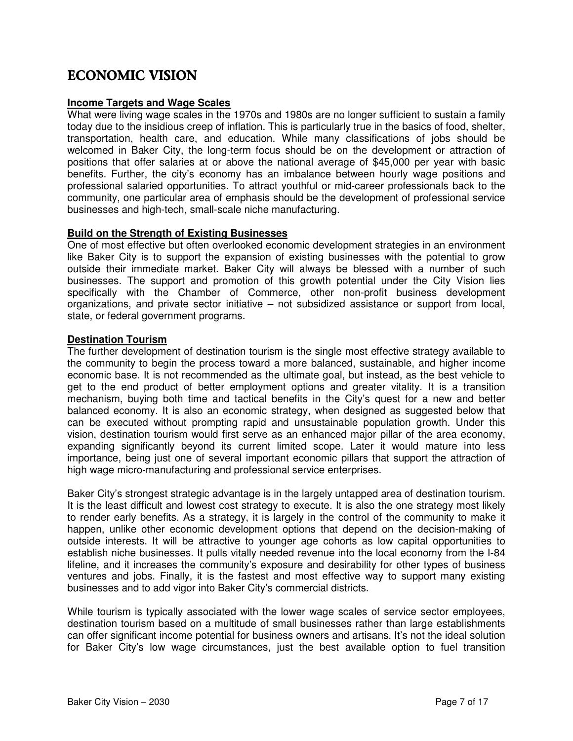# ECONOMIC VISION

**Income Targets and Wage Scales**

What were living wage scales in the 1970s and 1980s are no longer sufficient to sustain a family today due to the insidious creep of inflation. This is particularly true in the basics of food, shelter, transportation, health care, and education. While many classifications of jobs should be welcomed in Baker City, the long-term focus should be on the development or attraction of positions that offer salaries at or above the national average of $45,000 per year with basic benefits. Further, the city's economy has an imbalance between hourly wage positions and professional salaried opportunities. To attract youthful or mid-career professionals back to the community, one particular area of emphasis should be the development of professional service businesses and high-tech, small-scale niche manufacturing.

**Build on the Strength of Existing Businesses**

One of most effective but often overlooked economic development strategies in an environment like Baker City is to support the expansion of existing businesses with the potential to grow outside their immediate market. Baker City will always be blessed with a number of such businesses. The support and promotion of this growth potential under the City Vision lies specifically with the Chamber of Commerce, other non-profit business development organizations, and private sector initiative – not subsidized assistance or support from local, state, or federal government programs.

**Destination Tourism**

The further development of destination tourism is the single most effective strategy available to the community to begin the process toward a more balanced, sustainable, and higher income economic base. It is not recommended as the ultimate goal, but instead, as the best vehicle to get to the end product of better employment options and greater vitality. It is a transition mechanism, buying both time and tactical benefits in the City's quest for a new and better balanced economy. It is also an economic strategy, when designed as suggested below that can be executed without prompting rapid and unsustainable population growth. Under this vision, destination tourism would first serve as an enhanced major pillar of the area economy, expanding significantly beyond its current limited scope. Later it would mature into less importance, being just one of several important economic pillars that support the attraction of high wage micro-manufacturing and professional service enterprises.

Baker City's strongest strategic advantage is in the largely untapped area of destination tourism. It is the least difficult and lowest cost strategy to execute. It is also the one strategy most likely to render early benefits. As a strategy, it is largely in the control of the community to make it happen, unlike other economic development options that depend on the decision-making of outside interests. It will be attractive to younger age cohorts as low capital opportunities to establish niche businesses. It pulls vitally needed revenue into the local economy from the I-84 lifeline, and it increases the community's exposure and desirability for other types of business ventures and jobs. Finally, it is the fastest and most effective way to support many existing businesses and to add vigor into Baker City's commercial districts.

While tourism is typically associated with the lower wage scales of service sector employees, destination tourism based on a multitude of small businesses rather than large establishments can offer significant income potential for business owners and artisans. It's not the ideal solution for Baker City's low wage circumstances, just the best available option to fuel transition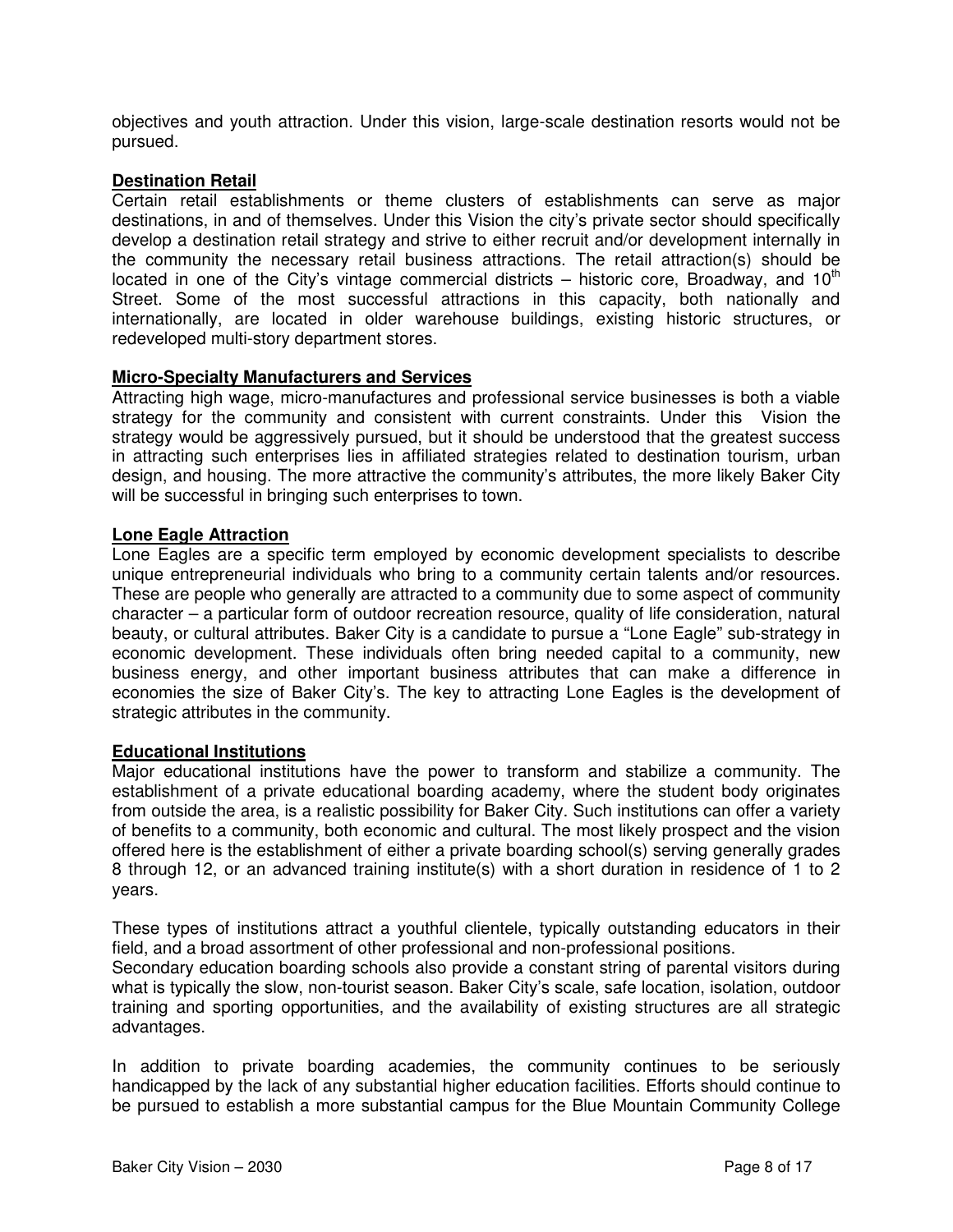objectives and youth attraction. Under this vision, large-scale destination resorts would not be pursued.

**Destination Retail**

Certain retail establishments or theme clusters of establishments can serve as major destinations, in and of themselves. Under this Vision the city's private sector should specifically develop a destination retail strategy and strive to either recruit and/or development internally in the community the necessary retail business attractions. The retail attraction(s) should be located in one of the City's vintage commercial districts – historic core, Broadway, and 10th Street. Some of the most successful attractions in this capacity, both nationally and internationally, are located in older warehouse buildings, existing historic structures, or redeveloped multi-story department stores.

**Micro-Specialty Manufacturers and Services**

Attracting high wage, micro-manufactures and professional service businesses is both a viable strategy for the community and consistent with current constraints. Under this Vision the strategy would be aggressively pursued, but it should be understood that the greatest success in attracting such enterprises lies in affiliated strategies related to destination tourism, urban design, and housing. The more attractive the community's attributes, the more likely Baker City will be successful in bringing such enterprises to town.

**Lone Eagle Attraction**

Lone Eagles are a specific term employed by economic development specialists to describe unique entrepreneurial individuals who bring to a community certain talents and/or resources. These are people who generally are attracted to a community due to some aspect of community character – a particular form of outdoor recreation resource, quality of life consideration, natural beauty, or cultural attributes. Baker City is a candidate to pursue a "Lone Eagle" sub-strategy in economic development. These individuals often bring needed capital to a community, new business energy, and other important business attributes that can make a difference in economies the size of Baker City's. The key to attracting Lone Eagles is the development of strategic attributes in the community.

**Educational Institutions**

Major educational institutions have the power to transform and stabilize a community. The establishment of a private educational boarding academy, where the student body originates from outside the area, is a realistic possibility for Baker City. Such institutions can offer a variety of benefits to a community, both economic and cultural. The most likely prospect and the vision offered here is the establishment of either a private boarding school(s) serving generally grades 8 through 12, or an advanced training institute(s) with a short duration in residence of 1 to 2 years.

These types of institutions attract a youthful clientele, typically outstanding educators in their field, and a broad assortment of other professional and non-professional positions.
Secondary education boarding schools also provide a constant string of parental visitors during what is typically the slow, non-tourist season. Baker City's scale, safe location, isolation, outdoor training and sporting opportunities, and the availability of existing structures are all strategic advantages.

In addition to private boarding academies, the community continues to be seriously handicapped by the lack of any substantial higher education facilities. Efforts should continue to be pursued to establish a more substantial campus for the Blue Mountain Community College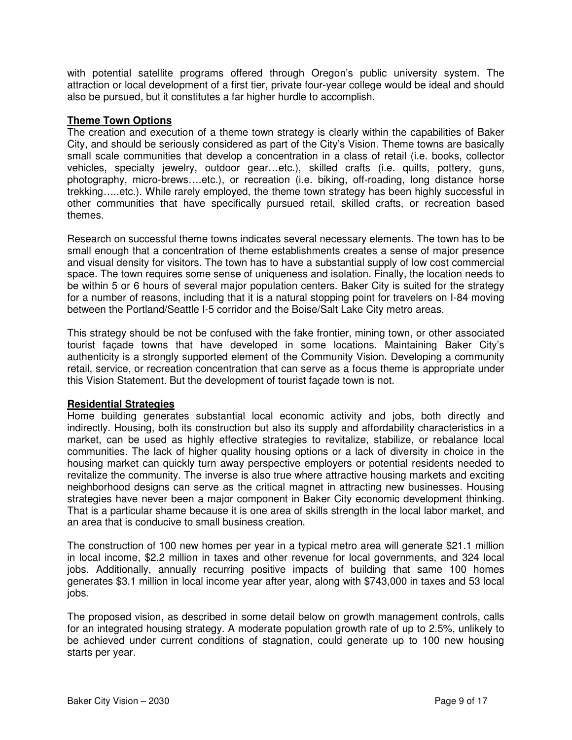with potential satellite programs offered through Oregon's public university system. The attraction or local development of a first tier, private four-year college would be ideal and should also be pursued, but it constitutes a far higher hurdle to accomplish.

## Theme Town Options

The creation and execution of a theme town strategy is clearly within the capabilities of Baker City, and should be seriously considered as part of the City's Vision. Theme towns are basically small scale communities that develop a concentration in a class of retail (i.e. books, collector vehicles, specialty jewelry, outdoor gear…etc.), skilled crafts (i.e. quilts, pottery, guns, photography, micro-brews….etc.), or recreation (i.e. biking, off-roading, long distance horse trekking…..etc.). While rarely employed, the theme town strategy has been highly successful in other communities that have specifically pursued retail, skilled crafts, or recreation based themes.

Research on successful theme towns indicates several necessary elements. The town has to be small enough that a concentration of theme establishments creates a sense of major presence and visual density for visitors. The town has to have a substantial supply of low cost commercial space. The town requires some sense of uniqueness and isolation. Finally, the location needs to be within 5 or 6 hours of several major population centers. Baker City is suited for the strategy for a number of reasons, including that it is a natural stopping point for travelers on I-84 moving between the Portland/Seattle I-5 corridor and the Boise/Salt Lake City metro areas.

This strategy should be not be confused with the fake frontier, mining town, or other associated tourist façade towns that have developed in some locations. Maintaining Baker City's authenticity is a strongly supported element of the Community Vision. Developing a community retail, service, or recreation concentration that can serve as a focus theme is appropriate under this Vision Statement. But the development of tourist façade town is not.

## Residential Strategies

Home building generates substantial local economic activity and jobs, both directly and indirectly. Housing, both its construction but also its supply and affordability characteristics in a market, can be used as highly effective strategies to revitalize, stabilize, or rebalance local communities. The lack of higher quality housing options or a lack of diversity in choice in the housing market can quickly turn away perspective employers or potential residents needed to revitalize the community. The inverse is also true where attractive housing markets and exciting neighborhood designs can serve as the critical magnet in attracting new businesses. Housing strategies have never been a major component in Baker City economic development thinking. That is a particular shame because it is one area of skills strength in the local labor market, and an area that is conducive to small business creation.

The construction of 100 new homes per year in a typical metro area will generate $21.1 million in local income, $2.2 million in taxes and other revenue for local governments, and 324 local jobs. Additionally, annually recurring positive impacts of building that same 100 homes generates $3.1 million in local income year after year, along with $743,000 in taxes and 53 local jobs.

The proposed vision, as described in some detail below on growth management controls, calls for an integrated housing strategy. A moderate population growth rate of up to 2.5%, unlikely to be achieved under current conditions of stagnation, could generate up to 100 new housing starts per year.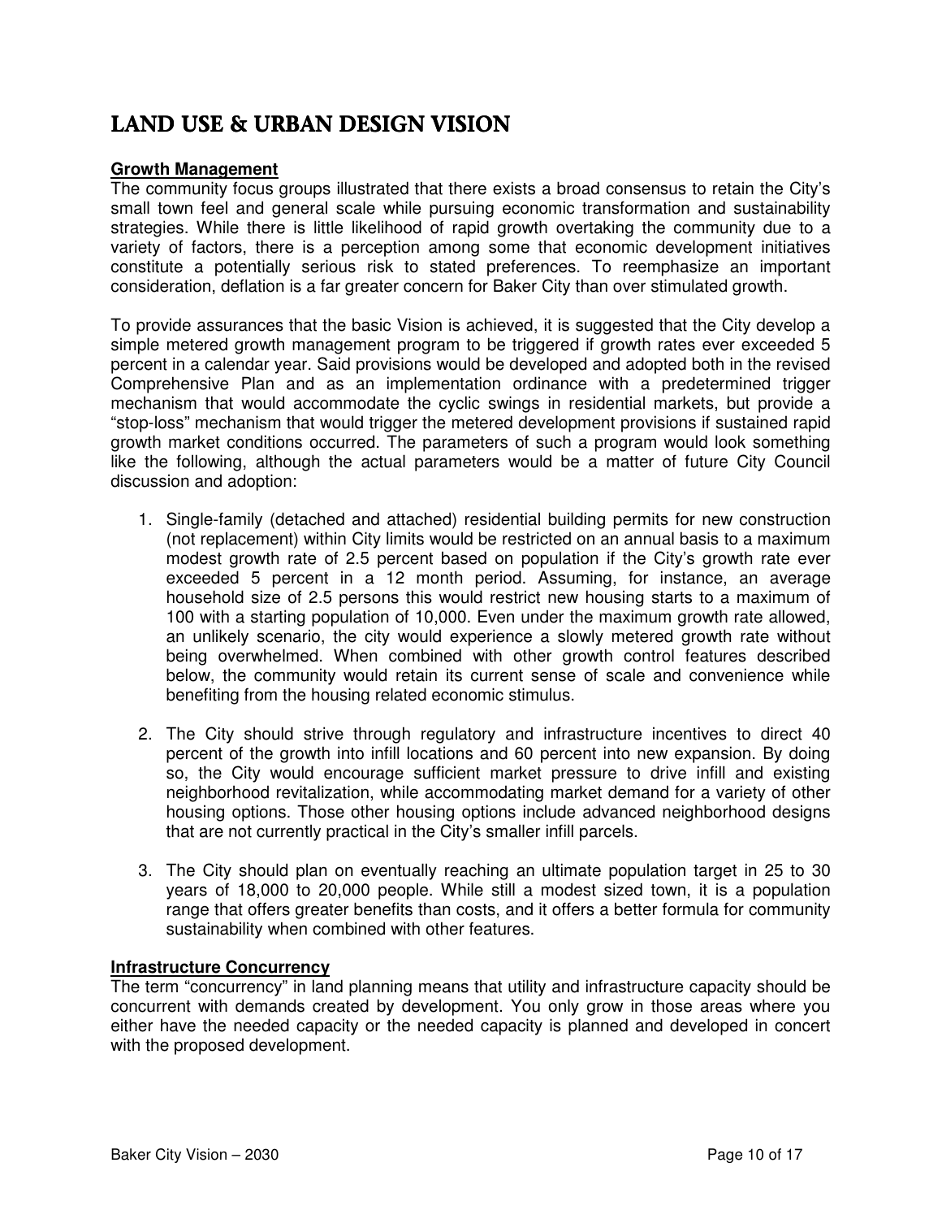# LAND USE & URBAN DESIGN VISION

**Growth Management**

The community focus groups illustrated that there exists a broad consensus to retain the City's small town feel and general scale while pursuing economic transformation and sustainability strategies. While there is little likelihood of rapid growth overtaking the community due to a variety of factors, there is a perception among some that economic development initiatives constitute a potentially serious risk to stated preferences. To reemphasize an important consideration, deflation is a far greater concern for Baker City than over stimulated growth.

To provide assurances that the basic Vision is achieved, it is suggested that the City develop a simple metered growth management program to be triggered if growth rates ever exceeded 5 percent in a calendar year. Said provisions would be developed and adopted both in the revised Comprehensive Plan and as an implementation ordinance with a predetermined trigger mechanism that would accommodate the cyclic swings in residential markets, but provide a "stop-loss" mechanism that would trigger the metered development provisions if sustained rapid growth market conditions occurred. The parameters of such a program would look something like the following, although the actual parameters would be a matter of future City Council discussion and adoption:

1. Single-family (detached and attached) residential building permits for new construction (not replacement) within City limits would be restricted on an annual basis to a maximum modest growth rate of 2.5 percent based on population if the City's growth rate ever exceeded 5 percent in a 12 month period. Assuming, for instance, an average household size of 2.5 persons this would restrict new housing starts to a maximum of 100 with a starting population of 10,000. Even under the maximum growth rate allowed, an unlikely scenario, the city would experience a slowly metered growth rate without being overwhelmed. When combined with other growth control features described below, the community would retain its current sense of scale and convenience while benefiting from the housing related economic stimulus.

2. The City should strive through regulatory and infrastructure incentives to direct 40 percent of the growth into infill locations and 60 percent into new expansion. By doing so, the City would encourage sufficient market pressure to drive infill and existing neighborhood revitalization, while accommodating market demand for a variety of other housing options. Those other housing options include advanced neighborhood designs that are not currently practical in the City's smaller infill parcels.

3. The City should plan on eventually reaching an ultimate population target in 25 to 30 years of 18,000 to 20,000 people. While still a modest sized town, it is a population range that offers greater benefits than costs, and it offers a better formula for community sustainability when combined with other features.

**Infrastructure Concurrency**

The term "concurrency" in land planning means that utility and infrastructure capacity should be concurrent with demands created by development. You only grow in those areas where you either have the needed capacity or the needed capacity is planned and developed in concert with the proposed development.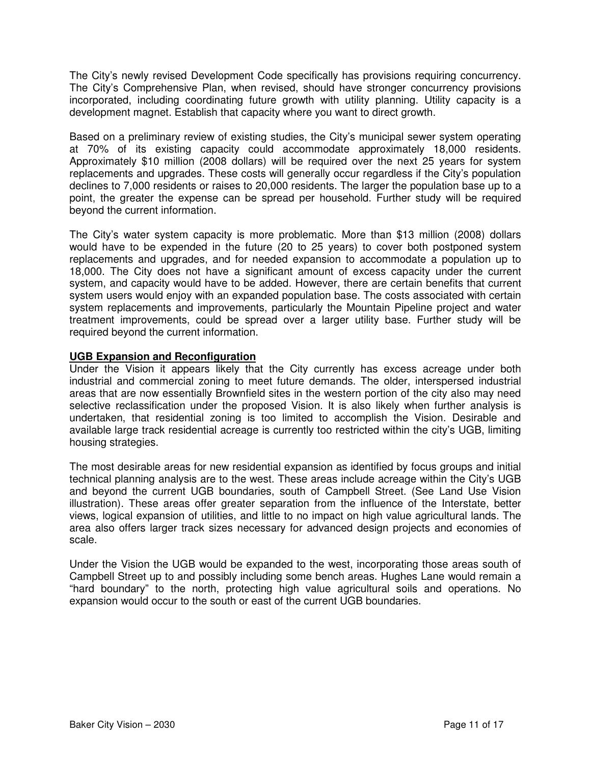The City's newly revised Development Code specifically has provisions requiring concurrency. The City's Comprehensive Plan, when revised, should have stronger concurrency provisions incorporated, including coordinating future growth with utility planning. Utility capacity is a development magnet. Establish that capacity where you want to direct growth.

Based on a preliminary review of existing studies, the City's municipal sewer system operating at 70% of its existing capacity could accommodate approximately 18,000 residents. Approximately $10 million (2008 dollars) will be required over the next 25 years for system replacements and upgrades. These costs will generally occur regardless if the City's population declines to 7,000 residents or raises to 20,000 residents. The larger the population base up to a point, the greater the expense can be spread per household. Further study will be required beyond the current information.

The City's water system capacity is more problematic. More than $13 million (2008) dollars would have to be expended in the future (20 to 25 years) to cover both postponed system replacements and upgrades, and for needed expansion to accommodate a population up to 18,000. The City does not have a significant amount of excess capacity under the current system, and capacity would have to be added. However, there are certain benefits that current system users would enjoy with an expanded population base. The costs associated with certain system replacements and improvements, particularly the Mountain Pipeline project and water treatment improvements, could be spread over a larger utility base. Further study will be required beyond the current information.

**UGB Expansion and Reconfiguration**

Under the Vision it appears likely that the City currently has excess acreage under both industrial and commercial zoning to meet future demands. The older, interspersed industrial areas that are now essentially Brownfield sites in the western portion of the city also may need selective reclassification under the proposed Vision. It is also likely when further analysis is undertaken, that residential zoning is too limited to accomplish the Vision. Desirable and available large track residential acreage is currently too restricted within the city's UGB, limiting housing strategies.

The most desirable areas for new residential expansion as identified by focus groups and initial technical planning analysis are to the west. These areas include acreage within the City's UGB and beyond the current UGB boundaries, south of Campbell Street. (See Land Use Vision illustration). These areas offer greater separation from the influence of the Interstate, better views, logical expansion of utilities, and little to no impact on high value agricultural lands. The area also offers larger track sizes necessary for advanced design projects and economies of scale.

Under the Vision the UGB would be expanded to the west, incorporating those areas south of Campbell Street up to and possibly including some bench areas. Hughes Lane would remain a "hard boundary" to the north, protecting high value agricultural soils and operations. No expansion would occur to the south or east of the current UGB boundaries.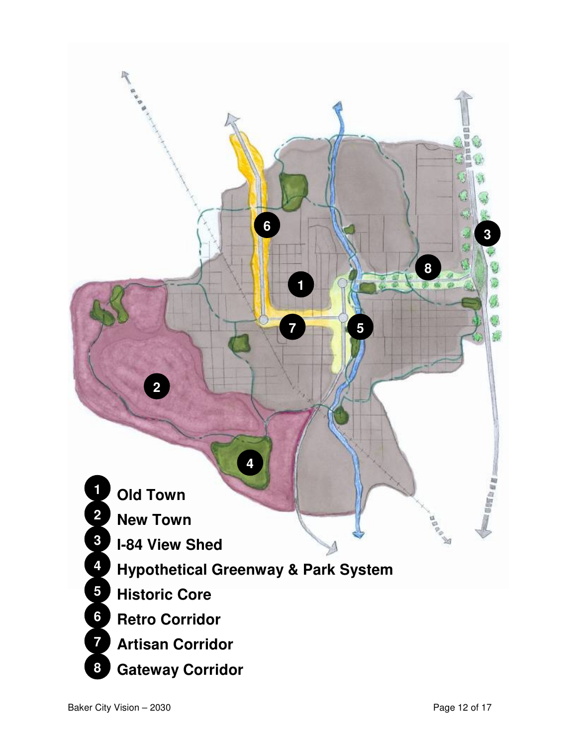1 **Old Town**
2 **New Town**
3 **I-84 View Shed**
4 **Hypothetical Greenway & Park System**
5 **Historic Core**
6 **Retro Corridor**
7 **Artisan Corridor**
8 **Gateway Corridor**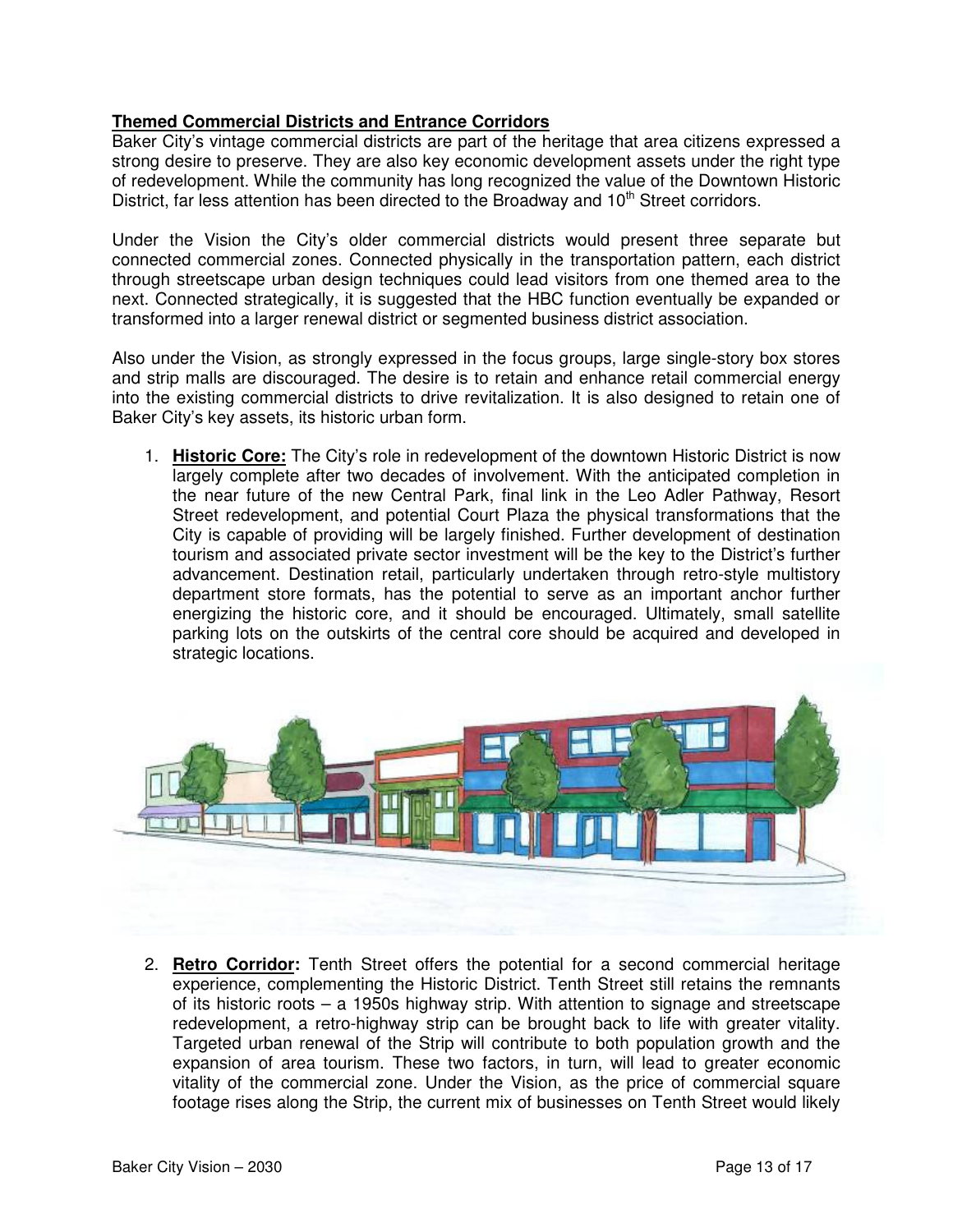**Themed Commercial Districts and Entrance Corridors**

Baker City's vintage commercial districts are part of the heritage that area citizens expressed a strong desire to preserve. They are also key economic development assets under the right type of redevelopment. While the community has long recognized the value of the Downtown Historic District, far less attention has been directed to the Broadway and 10th Street corridors.

Under the Vision the City's older commercial districts would present three separate but connected commercial zones. Connected physically in the transportation pattern, each district through streetscape urban design techniques could lead visitors from one themed area to the next. Connected strategically, it is suggested that the HBC function eventually be expanded or transformed into a larger renewal district or segmented business district association.

Also under the Vision, as strongly expressed in the focus groups, large single-story box stores and strip malls are discouraged. The desire is to retain and enhance retail commercial energy into the existing commercial districts to drive revitalization. It is also designed to retain one of Baker City's key assets, its historic urban form.

1. **Historic Core:** The City's role in redevelopment of the downtown Historic District is now largely complete after two decades of involvement. With the anticipated completion in the near future of the new Central Park, final link in the Leo Adler Pathway, Resort Street redevelopment, and potential Court Plaza the physical transformations that the City is capable of providing will be largely finished. Further development of destination tourism and associated private sector investment will be the key to the District's further advancement. Destination retail, particularly undertaken through retro-style multistory department store formats, has the potential to serve as an important anchor further energizing the historic core, and it should be encouraged. Ultimately, small satellite parking lots on the outskirts of the central core should be acquired and developed in strategic locations.

2. **Retro Corridor:** Tenth Street offers the potential for a second commercial heritage experience, complementing the Historic District. Tenth Street still retains the remnants of its historic roots – a 1950s highway strip. With attention to signage and streetscape redevelopment, a retro-highway strip can be brought back to life with greater vitality. Targeted urban renewal of the Strip will contribute to both population growth and the expansion of area tourism. These two factors, in turn, will lead to greater economic vitality of the commercial zone. Under the Vision, as the price of commercial square footage rises along the Strip, the current mix of businesses on Tenth Street would likely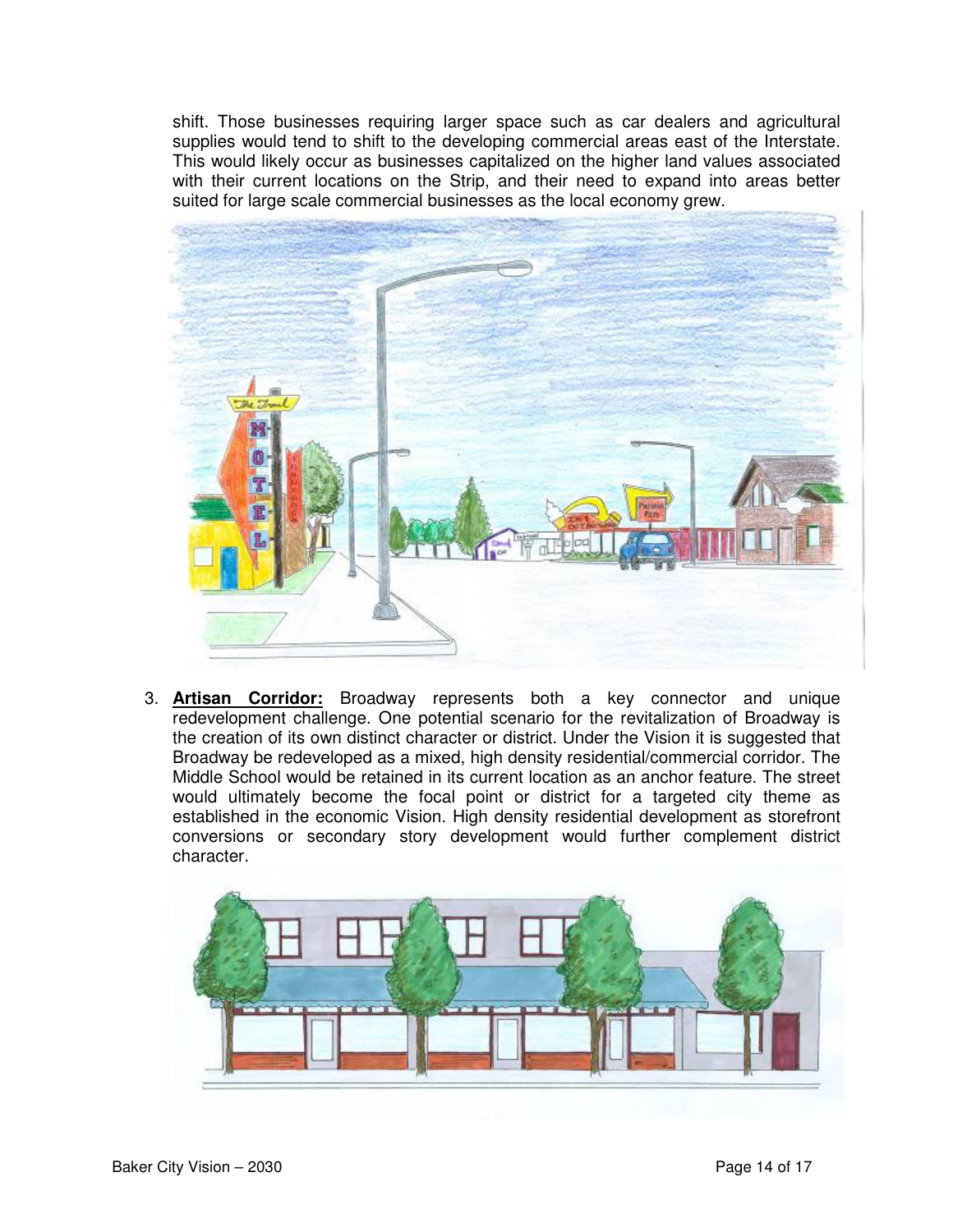shift. Those businesses requiring larger space such as car dealers and agricultural supplies would tend to shift to the developing commercial areas east of the Interstate. This would likely occur as businesses capitalized on the higher land values associated with their current locations on the Strip, and their need to expand into areas better suited for large scale commercial businesses as the local economy grew.

3. **Artisan Corridor:** Broadway represents both a key connector and unique redevelopment challenge. One potential scenario for the revitalization of Broadway is the creation of its own distinct character or district. Under the Vision it is suggested that Broadway be redeveloped as a mixed, high density residential/commercial corridor. The Middle School would be retained in its current location as an anchor feature. The street would ultimately become the focal point or district for a targeted city theme as established in the economic Vision. High density residential development as storefront conversions or secondary story development would further complement district character.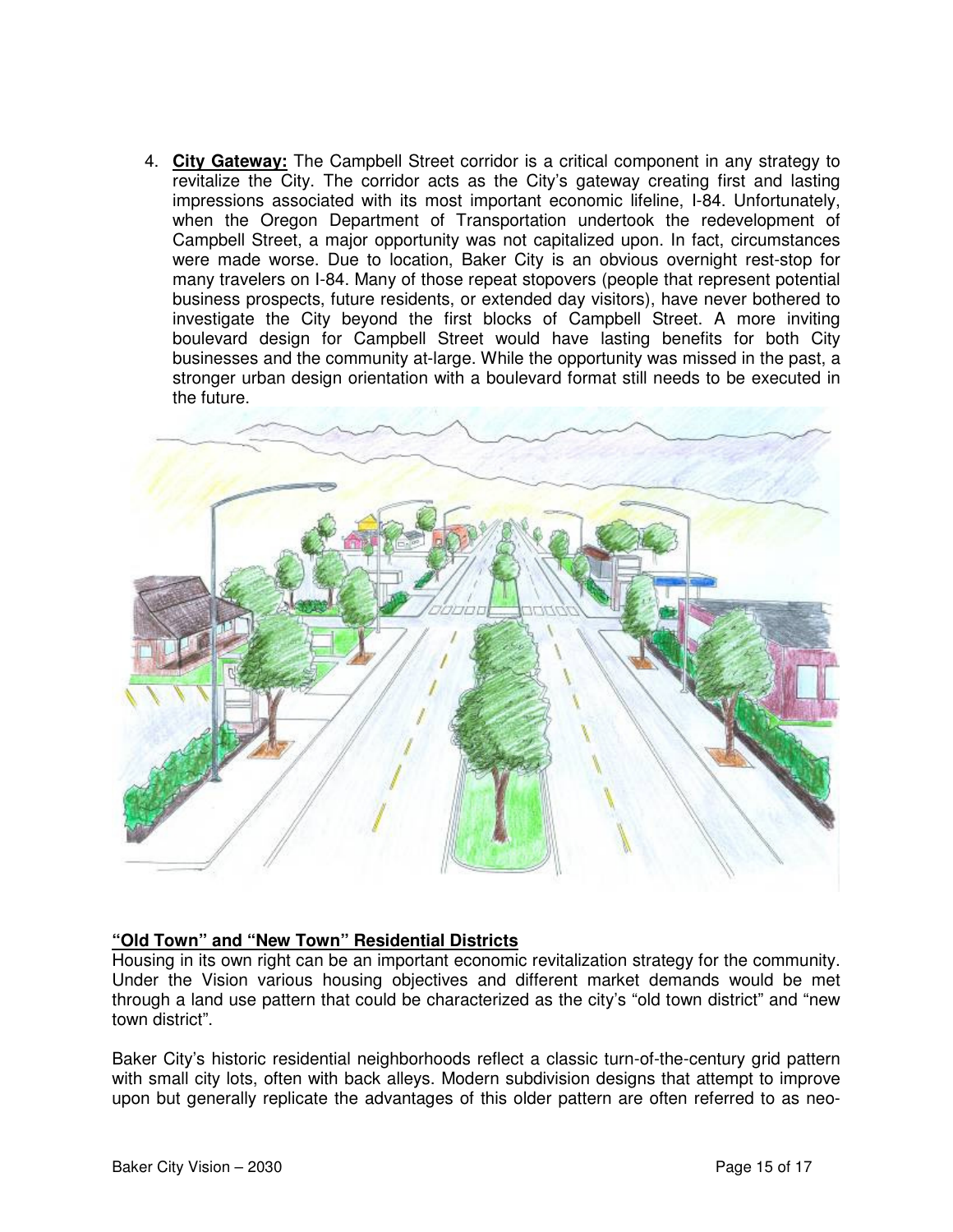4. **City Gateway:** The Campbell Street corridor is a critical component in any strategy to revitalize the City. The corridor acts as the City's gateway creating first and lasting impressions associated with its most important economic lifeline, I-84. Unfortunately, when the Oregon Department of Transportation undertook the redevelopment of Campbell Street, a major opportunity was not capitalized upon. In fact, circumstances were made worse. Due to location, Baker City is an obvious overnight rest-stop for many travelers on I-84. Many of those repeat stopovers (people that represent potential business prospects, future residents, or extended day visitors), have never bothered to investigate the City beyond the first blocks of Campbell Street. A more inviting boulevard design for Campbell Street would have lasting benefits for both City businesses and the community at-large. While the opportunity was missed in the past, a stronger urban design orientation with a boulevard format still needs to be executed in the future.

## "Old Town" and "New Town" Residential Districts

Housing in its own right can be an important economic revitalization strategy for the community. Under the Vision various housing objectives and different market demands would be met through a land use pattern that could be characterized as the city's "old town district" and "new town district".

Baker City's historic residential neighborhoods reflect a classic turn-of-the-century grid pattern with small city lots, often with back alleys. Modern subdivision designs that attempt to improve upon but generally replicate the advantages of this older pattern are often referred to as neo-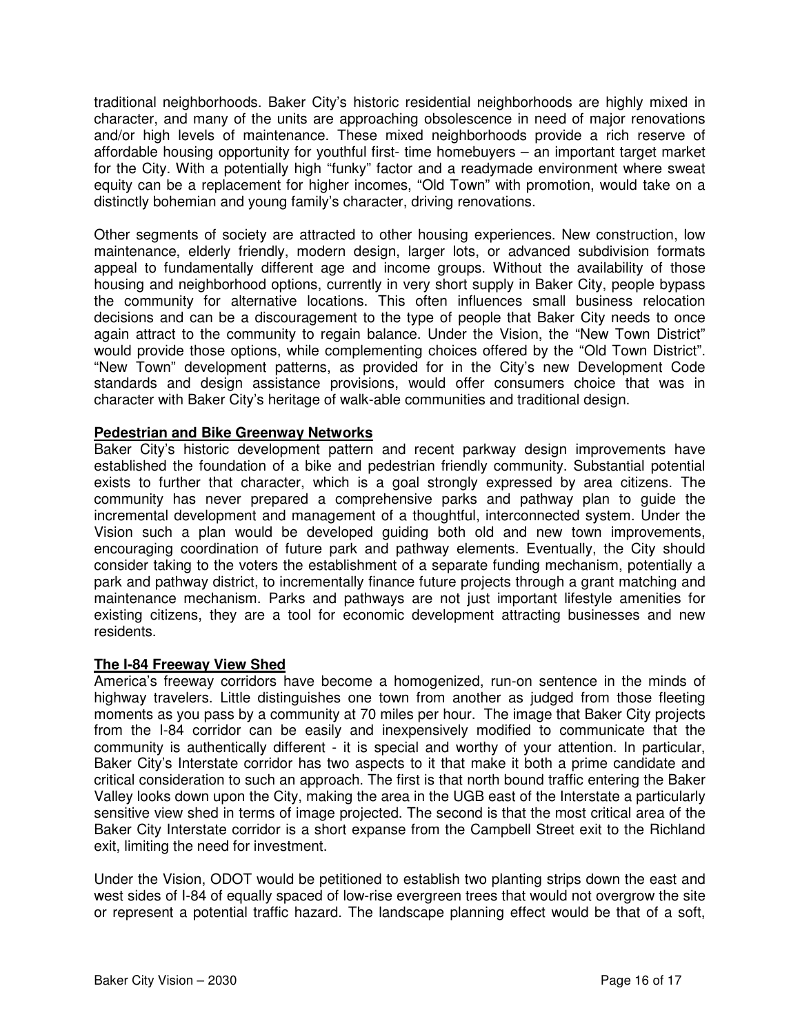traditional neighborhoods. Baker City's historic residential neighborhoods are highly mixed in character, and many of the units are approaching obsolescence in need of major renovations and/or high levels of maintenance. These mixed neighborhoods provide a rich reserve of affordable housing opportunity for youthful first- time homebuyers – an important target market for the City. With a potentially high "funky" factor and a readymade environment where sweat equity can be a replacement for higher incomes, "Old Town" with promotion, would take on a distinctly bohemian and young family's character, driving renovations.

Other segments of society are attracted to other housing experiences. New construction, low maintenance, elderly friendly, modern design, larger lots, or advanced subdivision formats appeal to fundamentally different age and income groups. Without the availability of those housing and neighborhood options, currently in very short supply in Baker City, people bypass the community for alternative locations. This often influences small business relocation decisions and can be a discouragement to the type of people that Baker City needs to once again attract to the community to regain balance. Under the Vision, the "New Town District" would provide those options, while complementing choices offered by the "Old Town District". "New Town" development patterns, as provided for in the City's new Development Code standards and design assistance provisions, would offer consumers choice that was in character with Baker City's heritage of walk-able communities and traditional design.

**Pedestrian and Bike Greenway Networks**

Baker City's historic development pattern and recent parkway design improvements have established the foundation of a bike and pedestrian friendly community. Substantial potential exists to further that character, which is a goal strongly expressed by area citizens. The community has never prepared a comprehensive parks and pathway plan to guide the incremental development and management of a thoughtful, interconnected system. Under the Vision such a plan would be developed guiding both old and new town improvements, encouraging coordination of future park and pathway elements. Eventually, the City should consider taking to the voters the establishment of a separate funding mechanism, potentially a park and pathway district, to incrementally finance future projects through a grant matching and maintenance mechanism. Parks and pathways are not just important lifestyle amenities for existing citizens, they are a tool for economic development attracting businesses and new residents.

**The I-84 Freeway View Shed**

America's freeway corridors have become a homogenized, run-on sentence in the minds of highway travelers. Little distinguishes one town from another as judged from those fleeting moments as you pass by a community at 70 miles per hour. The image that Baker City projects from the I-84 corridor can be easily and inexpensively modified to communicate that the community is authentically different - it is special and worthy of your attention. In particular, Baker City's Interstate corridor has two aspects to it that make it both a prime candidate and critical consideration to such an approach. The first is that north bound traffic entering the Baker Valley looks down upon the City, making the area in the UGB east of the Interstate a particularly sensitive view shed in terms of image projected. The second is that the most critical area of the Baker City Interstate corridor is a short expanse from the Campbell Street exit to the Richland exit, limiting the need for investment.

Under the Vision, ODOT would be petitioned to establish two planting strips down the east and west sides of I-84 of equally spaced of low-rise evergreen trees that would not overgrow the site or represent a potential traffic hazard. The landscape planning effect would be that of a soft,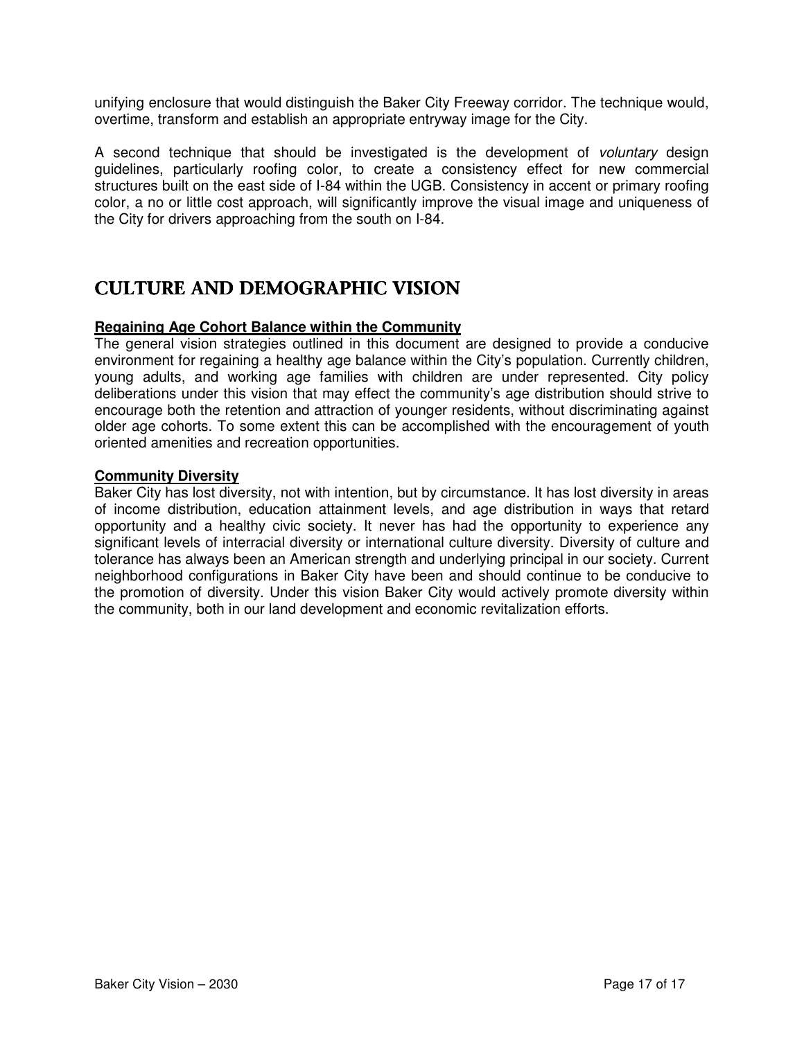unifying enclosure that would distinguish the Baker City Freeway corridor. The technique would, overtime, transform and establish an appropriate entryway image for the City.

A second technique that should be investigated is the development of *voluntary* design guidelines, particularly roofing color, to create a consistency effect for new commercial structures built on the east side of I-84 within the UGB. Consistency in accent or primary roofing color, a no or little cost approach, will significantly improve the visual image and uniqueness of the City for drivers approaching from the south on I-84.

## CULTURE AND DEMOGRAPHIC VISION

**Regaining Age Cohort Balance within the Community**

The general vision strategies outlined in this document are designed to provide a conducive environment for regaining a healthy age balance within the City's population. Currently children, young adults, and working age families with children are under represented. City policy deliberations under this vision that may effect the community's age distribution should strive to encourage both the retention and attraction of younger residents, without discriminating against older age cohorts. To some extent this can be accomplished with the encouragement of youth oriented amenities and recreation opportunities.

**Community Diversity**

Baker City has lost diversity, not with intention, but by circumstance. It has lost diversity in areas of income distribution, education attainment levels, and age distribution in ways that retard opportunity and a healthy civic society. It never has had the opportunity to experience any significant levels of interracial diversity or international culture diversity. Diversity of culture and tolerance has always been an American strength and underlying principal in our society. Current neighborhood configurations in Baker City have been and should continue to be conducive to the promotion of diversity. Under this vision Baker City would actively promote diversity within the community, both in our land development and economic revitalization efforts.